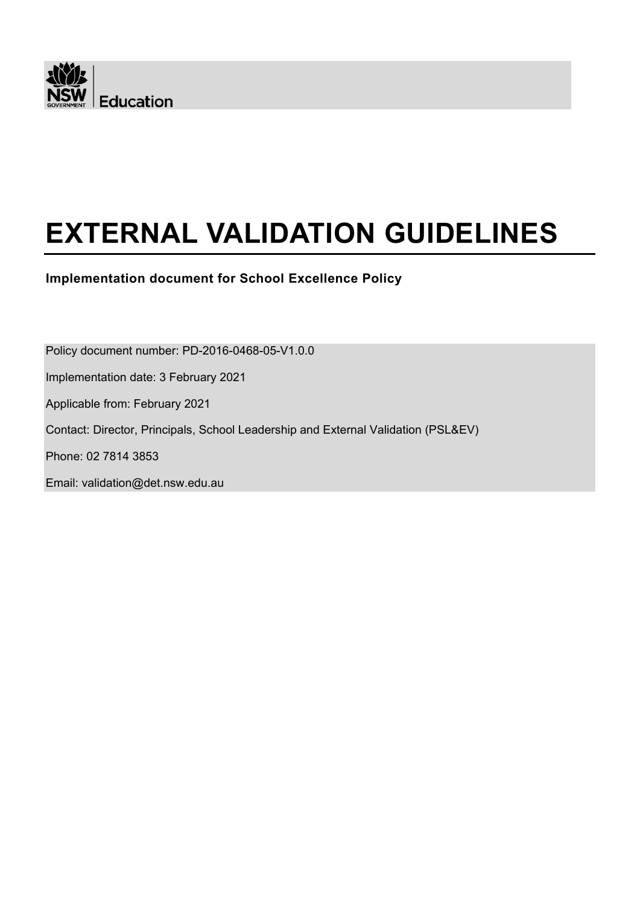NSW GOVERNMENT | Education

# EXTERNAL VALIDATION GUIDELINES

**Implementation document for School Excellence Policy**

Policy document number: PD-2016-0468-05-V1.0.0

Implementation date: 3 February 2021

Applicable from: February 2021

Contact: Director, Principals, School Leadership and External Validation (PSL&EV)

Phone: 02 7814 3853

Email: validation@det.nsw.edu.au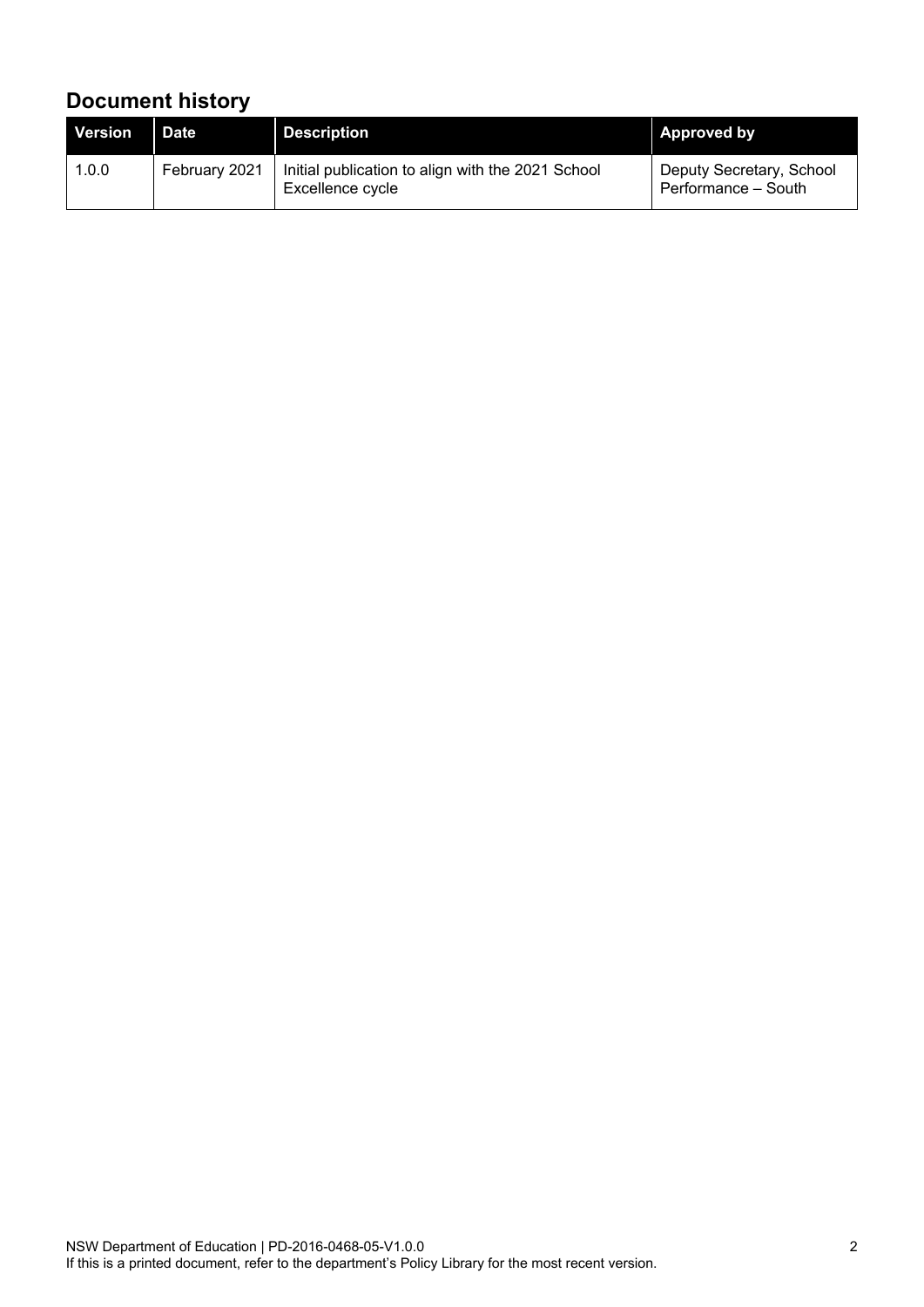## Document history

| Version | Date | Description | Approved by |
|---|---|---|---|
| 1.0.0 | February 2021 | Initial publication to align with the 2021 School Excellence cycle | Deputy Secretary, School Performance – South |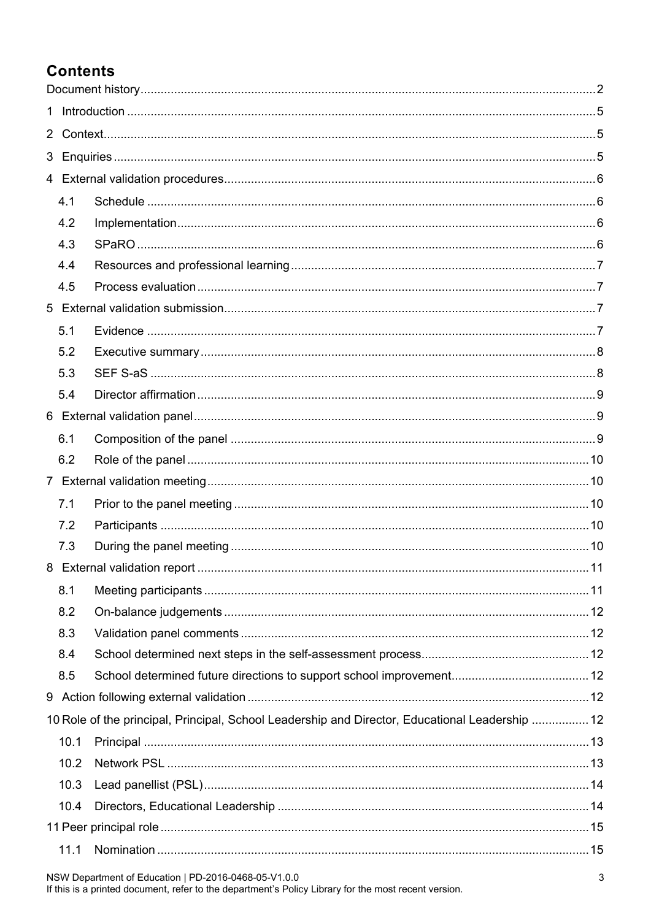# Contents

Document history ... 2

1 Introduction ... 5

2 Context ... 5

3 Enquiries ... 5

4 External validation procedures ... 6

- 4.1 Schedule ... 6
- 4.2 Implementation ... 6
- 4.3 SPaRO ... 6
- 4.4 Resources and professional learning ... 7
- 4.5 Process evaluation ... 7

5 External validation submission ... 7

- 5.1 Evidence ... 7
- 5.2 Executive summary ... 8
- 5.3 SEF S-aS ... 8
- 5.4 Director affirmation ... 9

6 External validation panel ... 9

- 6.1 Composition of the panel ... 9
- 6.2 Role of the panel ... 10

7 External validation meeting ... 10

- 7.1 Prior to the panel meeting ... 10
- 7.2 Participants ... 10
- 7.3 During the panel meeting ... 10

8 External validation report ... 11

- 8.1 Meeting participants ... 11
- 8.2 On-balance judgements ... 12
- 8.3 Validation panel comments ... 12
- 8.4 School determined next steps in the self-assessment process ... 12
- 8.5 School determined future directions to support school improvement ... 12

9 Action following external validation ... 12

10 Role of the principal, Principal, School Leadership and Director, Educational Leadership ... 12

- 10.1 Principal ... 13
- 10.2 Network PSL ... 13
- 10.3 Lead panellist (PSL) ... 14
- 10.4 Directors, Educational Leadership ... 14

11 Peer principal role ... 15

- 11.1 Nomination ... 15

NSW Department of Education | PD-2016-0468-05-V1.0.0
If this is a printed document, refer to the department's Policy Library for the most recent version.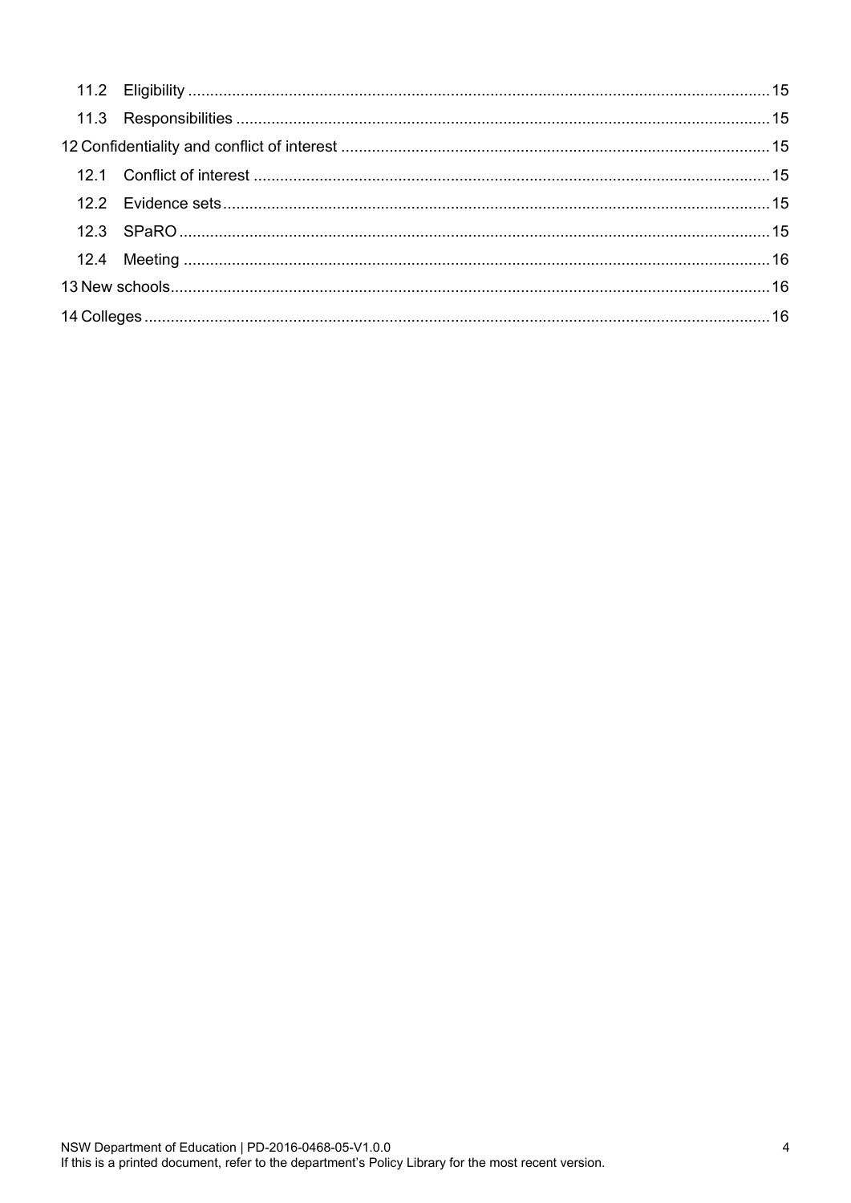11.2 Eligibility ..... 15

11.3 Responsibilities ..... 15

12 Confidentiality and conflict of interest ..... 15

12.1 Conflict of interest ..... 15

12.2 Evidence sets ..... 15

12.3 SPaRO ..... 15

12.4 Meeting ..... 16

13 New schools ..... 16

14 Colleges ..... 16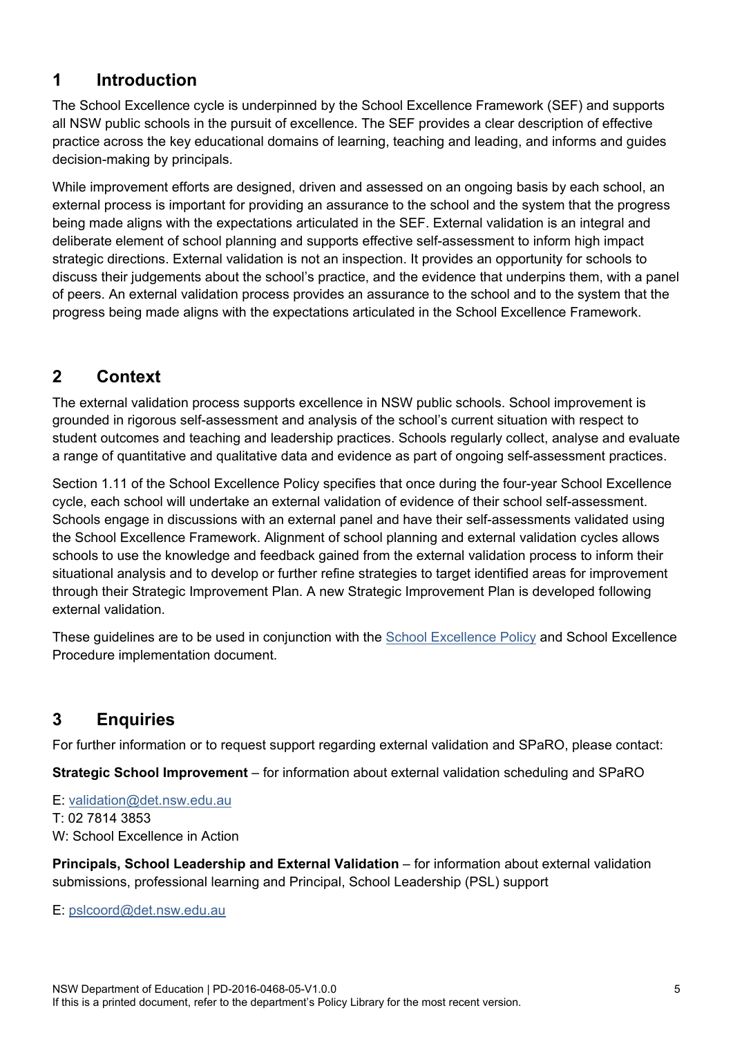## 1 Introduction

The School Excellence cycle is underpinned by the School Excellence Framework (SEF) and supports all NSW public schools in the pursuit of excellence. The SEF provides a clear description of effective practice across the key educational domains of learning, teaching and leading, and informs and guides decision-making by principals.

While improvement efforts are designed, driven and assessed on an ongoing basis by each school, an external process is important for providing an assurance to the school and the system that the progress being made aligns with the expectations articulated in the SEF. External validation is an integral and deliberate element of school planning and supports effective self-assessment to inform high impact strategic directions. External validation is not an inspection. It provides an opportunity for schools to discuss their judgements about the school's practice, and the evidence that underpins them, with a panel of peers. An external validation process provides an assurance to the school and to the system that the progress being made aligns with the expectations articulated in the School Excellence Framework.

## 2 Context

The external validation process supports excellence in NSW public schools. School improvement is grounded in rigorous self-assessment and analysis of the school's current situation with respect to student outcomes and teaching and leadership practices. Schools regularly collect, analyse and evaluate a range of quantitative and qualitative data and evidence as part of ongoing self-assessment practices.

Section 1.11 of the School Excellence Policy specifies that once during the four-year School Excellence cycle, each school will undertake an external validation of evidence of their school self-assessment. Schools engage in discussions with an external panel and have their self-assessments validated using the School Excellence Framework. Alignment of school planning and external validation cycles allows schools to use the knowledge and feedback gained from the external validation process to inform their situational analysis and to develop or further refine strategies to target identified areas for improvement through their Strategic Improvement Plan. A new Strategic Improvement Plan is developed following external validation.

These guidelines are to be used in conjunction with the School Excellence Policy and School Excellence Procedure implementation document.

## 3 Enquiries

For further information or to request support regarding external validation and SPaRO, please contact:

**Strategic School Improvement** – for information about external validation scheduling and SPaRO

E: validation@det.nsw.edu.au
T: 02 7814 3853
W: School Excellence in Action

**Principals, School Leadership and External Validation** – for information about external validation submissions, professional learning and Principal, School Leadership (PSL) support

E: pslcoord@det.nsw.edu.au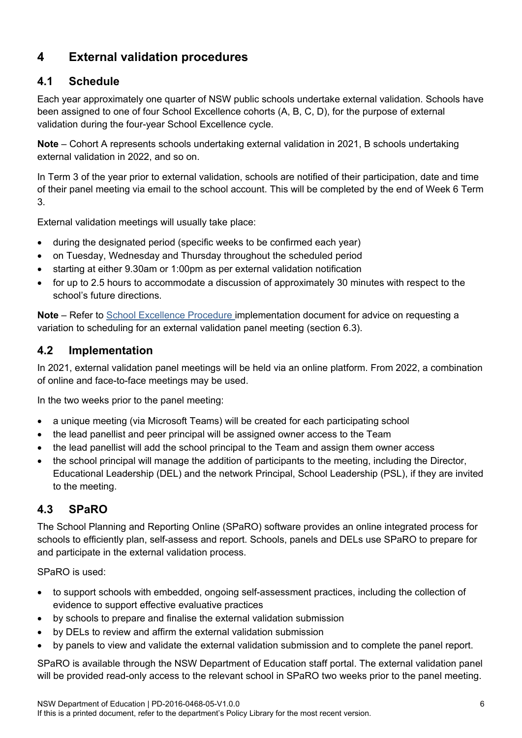# 4 External validation procedures

## 4.1 Schedule

Each year approximately one quarter of NSW public schools undertake external validation. Schools have been assigned to one of four School Excellence cohorts (A, B, C, D), for the purpose of external validation during the four-year School Excellence cycle.

**Note** – Cohort A represents schools undertaking external validation in 2021, B schools undertaking external validation in 2022, and so on.

In Term 3 of the year prior to external validation, schools are notified of their participation, date and time of their panel meeting via email to the school account. This will be completed by the end of Week 6 Term 3.

External validation meetings will usually take place:

- during the designated period (specific weeks to be confirmed each year)
- on Tuesday, Wednesday and Thursday throughout the scheduled period
- starting at either 9.30am or 1:00pm as per external validation notification
- for up to 2.5 hours to accommodate a discussion of approximately 30 minutes with respect to the school's future directions.

**Note** – Refer to School Excellence Procedure implementation document for advice on requesting a variation to scheduling for an external validation panel meeting (section 6.3).

## 4.2 Implementation

In 2021, external validation panel meetings will be held via an online platform. From 2022, a combination of online and face-to-face meetings may be used.

In the two weeks prior to the panel meeting:

- a unique meeting (via Microsoft Teams) will be created for each participating school
- the lead panellist and peer principal will be assigned owner access to the Team
- the lead panellist will add the school principal to the Team and assign them owner access
- the school principal will manage the addition of participants to the meeting, including the Director, Educational Leadership (DEL) and the network Principal, School Leadership (PSL), if they are invited to the meeting.

## 4.3 SPaRO

The School Planning and Reporting Online (SPaRO) software provides an online integrated process for schools to efficiently plan, self-assess and report. Schools, panels and DELs use SPaRO to prepare for and participate in the external validation process.

SPaRO is used:

- to support schools with embedded, ongoing self-assessment practices, including the collection of evidence to support effective evaluative practices
- by schools to prepare and finalise the external validation submission
- by DELs to review and affirm the external validation submission
- by panels to view and validate the external validation submission and to complete the panel report.

SPaRO is available through the NSW Department of Education staff portal. The external validation panel will be provided read-only access to the relevant school in SPaRO two weeks prior to the panel meeting.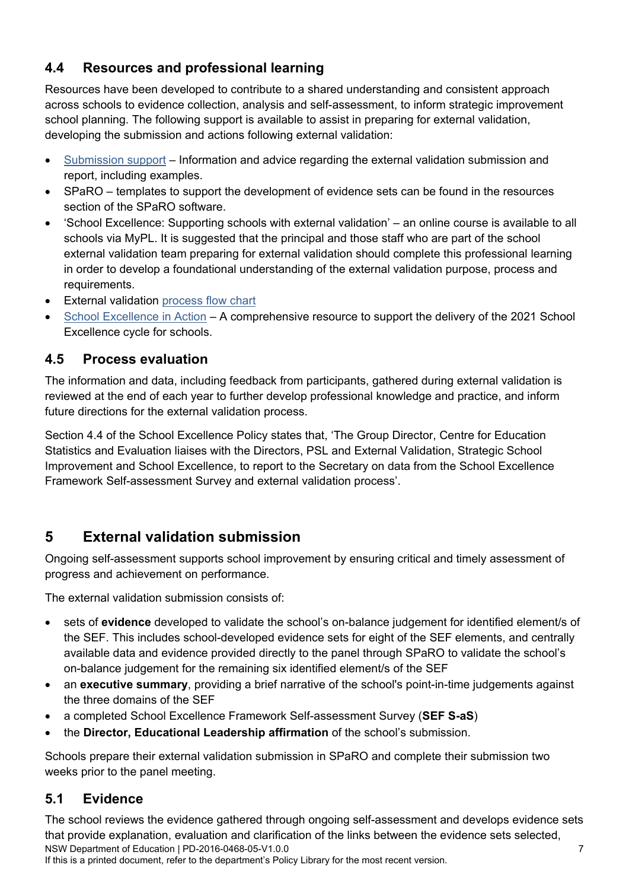### 4.4 Resources and professional learning

Resources have been developed to contribute to a shared understanding and consistent approach across schools to evidence collection, analysis and self-assessment, to inform strategic improvement school planning. The following support is available to assist in preparing for external validation, developing the submission and actions following external validation:

- Submission support – Information and advice regarding the external validation submission and report, including examples.
- SPaRO – templates to support the development of evidence sets can be found in the resources section of the SPaRO software.
- 'School Excellence: Supporting schools with external validation' – an online course is available to all schools via MyPL. It is suggested that the principal and those staff who are part of the school external validation team preparing for external validation should complete this professional learning in order to develop a foundational understanding of the external validation purpose, process and requirements.
- External validation process flow chart
- School Excellence in Action – A comprehensive resource to support the delivery of the 2021 School Excellence cycle for schools.

### 4.5 Process evaluation

The information and data, including feedback from participants, gathered during external validation is reviewed at the end of each year to further develop professional knowledge and practice, and inform future directions for the external validation process.

Section 4.4 of the School Excellence Policy states that, 'The Group Director, Centre for Education Statistics and Evaluation liaises with the Directors, PSL and External Validation, Strategic School Improvement and School Excellence, to report to the Secretary on data from the School Excellence Framework Self-assessment Survey and external validation process'.

## 5 External validation submission

Ongoing self-assessment supports school improvement by ensuring critical and timely assessment of progress and achievement on performance.

The external validation submission consists of:

- sets of **evidence** developed to validate the school's on-balance judgement for identified element/s of the SEF. This includes school-developed evidence sets for eight of the SEF elements, and centrally available data and evidence provided directly to the panel through SPaRO to validate the school's on-balance judgement for the remaining six identified element/s of the SEF
- an **executive summary**, providing a brief narrative of the school's point-in-time judgements against the three domains of the SEF
- a completed School Excellence Framework Self-assessment Survey (**SEF S-aS**)
- the **Director, Educational Leadership affirmation** of the school's submission.

Schools prepare their external validation submission in SPaRO and complete their submission two weeks prior to the panel meeting.

### 5.1 Evidence

The school reviews the evidence gathered through ongoing self-assessment and develops evidence sets that provide explanation, evaluation and clarification of the links between the evidence sets selected,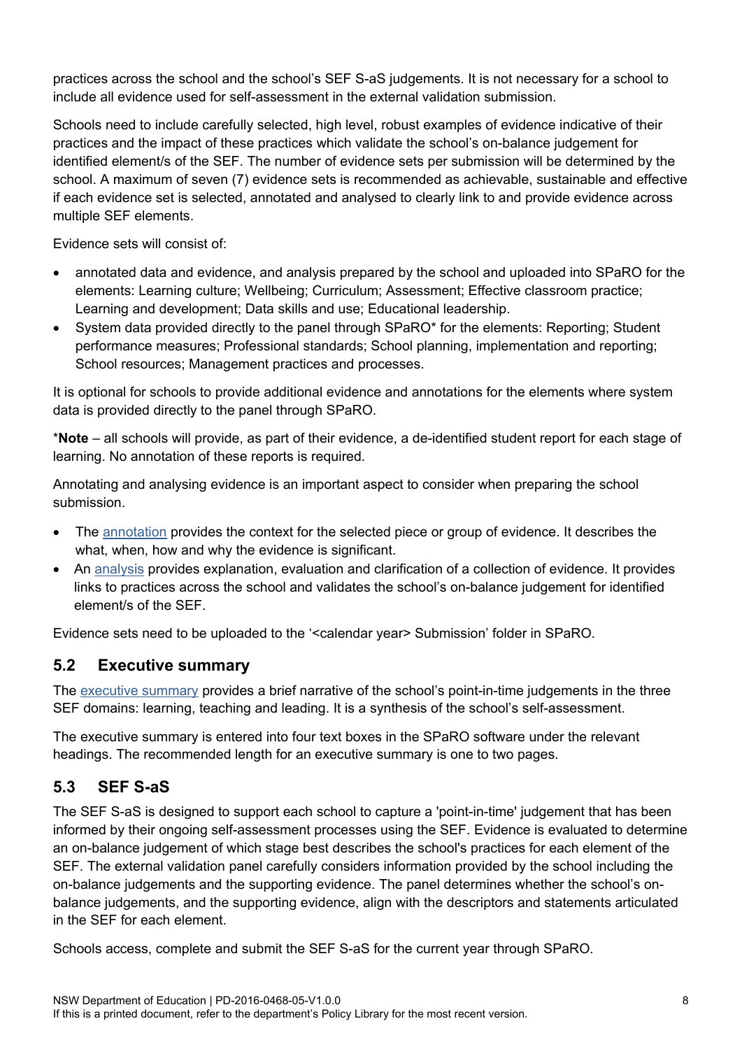practices across the school and the school's SEF S-aS judgements. It is not necessary for a school to include all evidence used for self-assessment in the external validation submission.

Schools need to include carefully selected, high level, robust examples of evidence indicative of their practices and the impact of these practices which validate the school's on-balance judgement for identified element/s of the SEF. The number of evidence sets per submission will be determined by the school. A maximum of seven (7) evidence sets is recommended as achievable, sustainable and effective if each evidence set is selected, annotated and analysed to clearly link to and provide evidence across multiple SEF elements.

Evidence sets will consist of:

- annotated data and evidence, and analysis prepared by the school and uploaded into SPaRO for the elements: Learning culture; Wellbeing; Curriculum; Assessment; Effective classroom practice; Learning and development; Data skills and use; Educational leadership.
- System data provided directly to the panel through SPaRO* for the elements: Reporting; Student performance measures; Professional standards; School planning, implementation and reporting; School resources; Management practices and processes.

It is optional for schools to provide additional evidence and annotations for the elements where system data is provided directly to the panel through SPaRO.

***Note** – all schools will provide, as part of their evidence, a de-identified student report for each stage of learning. No annotation of these reports is required.

Annotating and analysing evidence is an important aspect to consider when preparing the school submission.

- The annotation provides the context for the selected piece or group of evidence. It describes the what, when, how and why the evidence is significant.
- An analysis provides explanation, evaluation and clarification of a collection of evidence. It provides links to practices across the school and validates the school's on-balance judgement for identified element/s of the SEF.

Evidence sets need to be uploaded to the '<calendar year> Submission' folder in SPaRO.

## 5.2 Executive summary

The executive summary provides a brief narrative of the school's point-in-time judgements in the three SEF domains: learning, teaching and leading. It is a synthesis of the school's self-assessment.

The executive summary is entered into four text boxes in the SPaRO software under the relevant headings. The recommended length for an executive summary is one to two pages.

## 5.3 SEF S-aS

The SEF S-aS is designed to support each school to capture a 'point-in-time' judgement that has been informed by their ongoing self-assessment processes using the SEF. Evidence is evaluated to determine an on-balance judgement of which stage best describes the school's practices for each element of the SEF. The external validation panel carefully considers information provided by the school including the on-balance judgements and the supporting evidence. The panel determines whether the school's on-balance judgements, and the supporting evidence, align with the descriptors and statements articulated in the SEF for each element.

Schools access, complete and submit the SEF S-aS for the current year through SPaRO.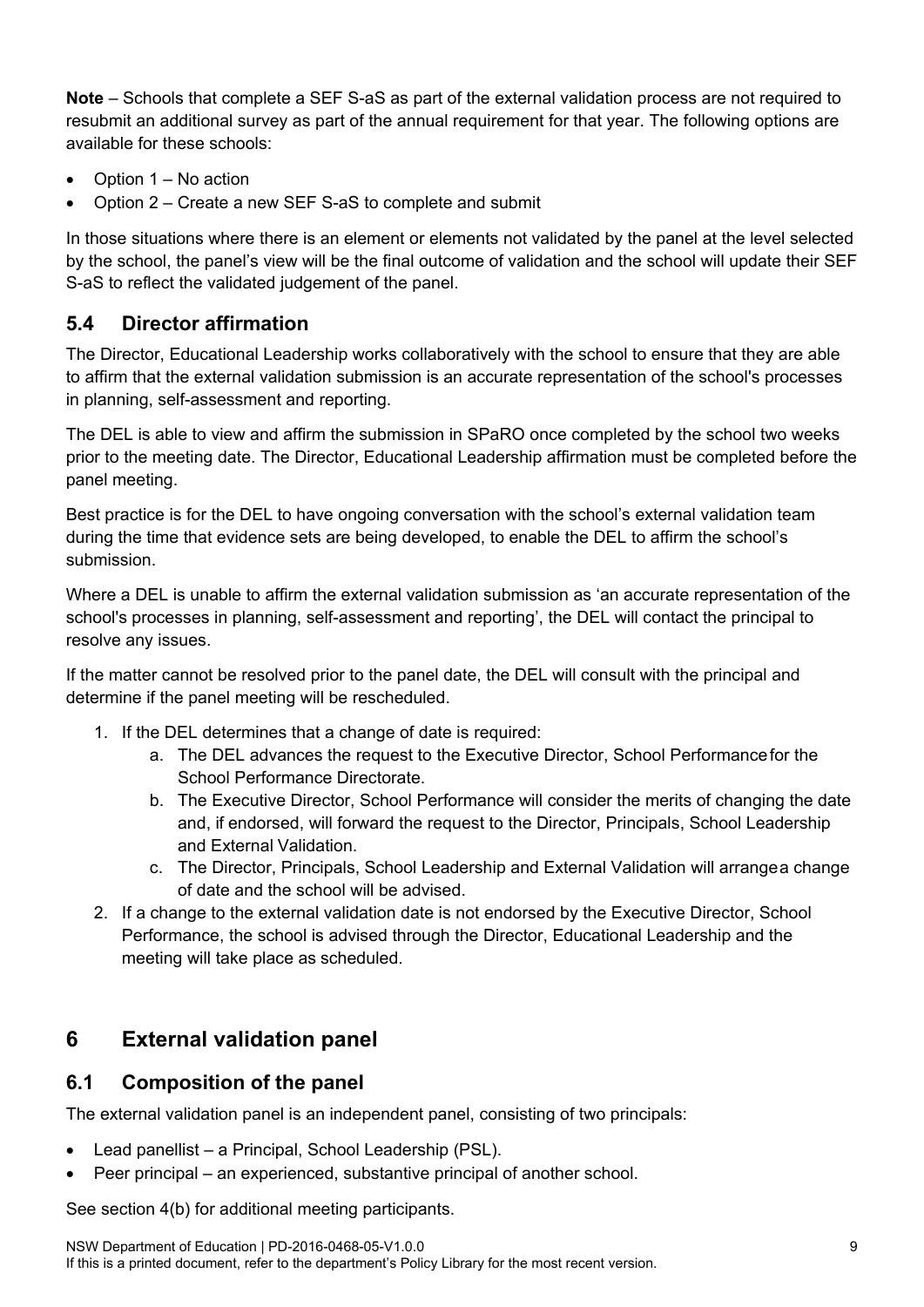**Note** – Schools that complete a SEF S-aS as part of the external validation process are not required to resubmit an additional survey as part of the annual requirement for that year. The following options are available for these schools:

- Option 1 – No action
- Option 2 – Create a new SEF S-aS to complete and submit

In those situations where there is an element or elements not validated by the panel at the level selected by the school, the panel's view will be the final outcome of validation and the school will update their SEF S-aS to reflect the validated judgement of the panel.

## 5.4 Director affirmation

The Director, Educational Leadership works collaboratively with the school to ensure that they are able to affirm that the external validation submission is an accurate representation of the school's processes in planning, self-assessment and reporting.

The DEL is able to view and affirm the submission in SPaRO once completed by the school two weeks prior to the meeting date. The Director, Educational Leadership affirmation must be completed before the panel meeting.

Best practice is for the DEL to have ongoing conversation with the school's external validation team during the time that evidence sets are being developed, to enable the DEL to affirm the school's submission.

Where a DEL is unable to affirm the external validation submission as 'an accurate representation of the school's processes in planning, self-assessment and reporting', the DEL will contact the principal to resolve any issues.

If the matter cannot be resolved prior to the panel date, the DEL will consult with the principal and determine if the panel meeting will be rescheduled.

1. If the DEL determines that a change of date is required:
   a. The DEL advances the request to the Executive Director, School Performance for the School Performance Directorate.
   b. The Executive Director, School Performance will consider the merits of changing the date and, if endorsed, will forward the request to the Director, Principals, School Leadership and External Validation.
   c. The Director, Principals, School Leadership and External Validation will arrange a change of date and the school will be advised.
2. If a change to the external validation date is not endorsed by the Executive Director, School Performance, the school is advised through the Director, Educational Leadership and the meeting will take place as scheduled.

# 6 External validation panel

## 6.1 Composition of the panel

The external validation panel is an independent panel, consisting of two principals:

- Lead panellist – a Principal, School Leadership (PSL).
- Peer principal – an experienced, substantive principal of another school.

See section 4(b) for additional meeting participants.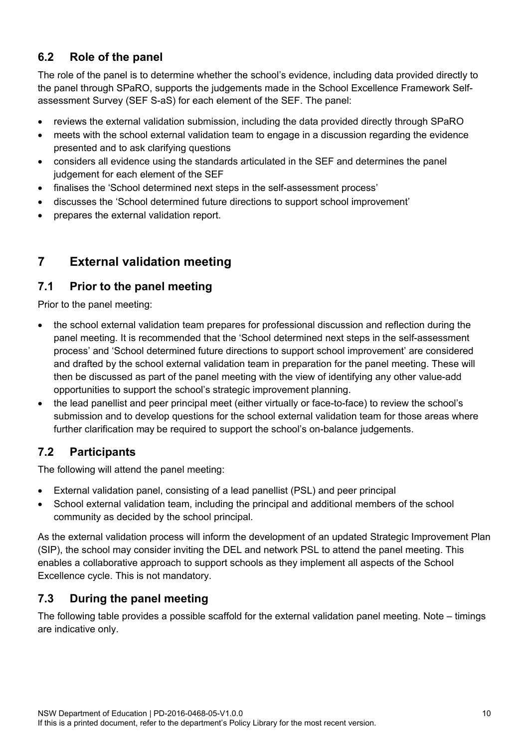### 6.2 Role of the panel

The role of the panel is to determine whether the school's evidence, including data provided directly to the panel through SPaRO, supports the judgements made in the School Excellence Framework Self-assessment Survey (SEF S-aS) for each element of the SEF. The panel:

- reviews the external validation submission, including the data provided directly through SPaRO
- meets with the school external validation team to engage in a discussion regarding the evidence presented and to ask clarifying questions
- considers all evidence using the standards articulated in the SEF and determines the panel judgement for each element of the SEF
- finalises the 'School determined next steps in the self-assessment process'
- discusses the 'School determined future directions to support school improvement'
- prepares the external validation report.

## 7 External validation meeting

### 7.1 Prior to the panel meeting

Prior to the panel meeting:

- the school external validation team prepares for professional discussion and reflection during the panel meeting. It is recommended that the 'School determined next steps in the self-assessment process' and 'School determined future directions to support school improvement' are considered and drafted by the school external validation team in preparation for the panel meeting. These will then be discussed as part of the panel meeting with the view of identifying any other value-add opportunities to support the school's strategic improvement planning.
- the lead panellist and peer principal meet (either virtually or face-to-face) to review the school's submission and to develop questions for the school external validation team for those areas where further clarification may be required to support the school's on-balance judgements.

### 7.2 Participants

The following will attend the panel meeting:

- External validation panel, consisting of a lead panellist (PSL) and peer principal
- School external validation team, including the principal and additional members of the school community as decided by the school principal.

As the external validation process will inform the development of an updated Strategic Improvement Plan (SIP), the school may consider inviting the DEL and network PSL to attend the panel meeting. This enables a collaborative approach to support schools as they implement all aspects of the School Excellence cycle. This is not mandatory.

### 7.3 During the panel meeting

The following table provides a possible scaffold for the external validation panel meeting. Note – timings are indicative only.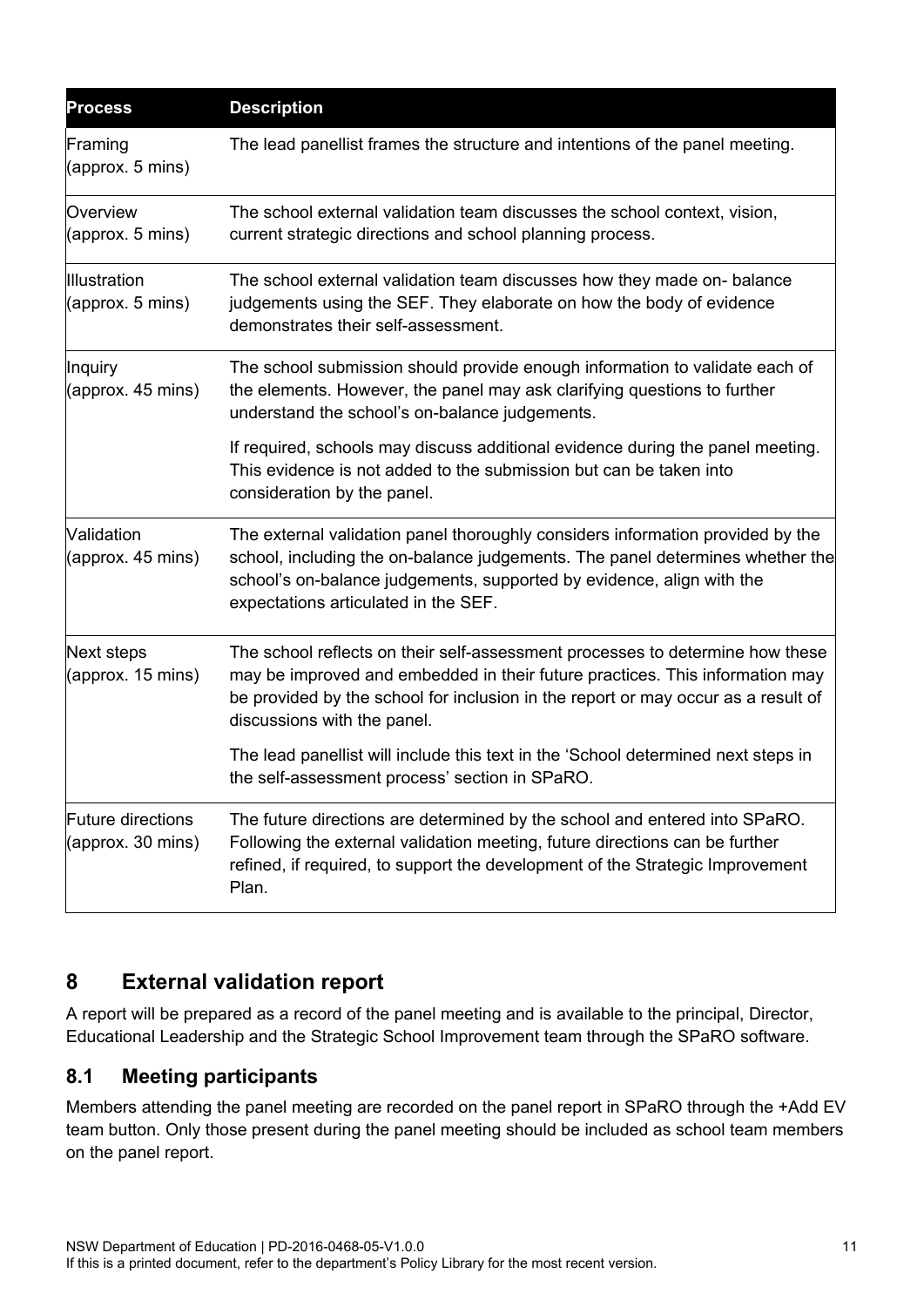| Process | Description |
| --- | --- |
| Framing (approx. 5 mins) | The lead panellist frames the structure and intentions of the panel meeting. |
| Overview (approx. 5 mins) | The school external validation team discusses the school context, vision, current strategic directions and school planning process. |
| Illustration (approx. 5 mins) | The school external validation team discusses how they made on- balance judgements using the SEF. They elaborate on how the body of evidence demonstrates their self-assessment. |
| Inquiry (approx. 45 mins) | The school submission should provide enough information to validate each of the elements. However, the panel may ask clarifying questions to further understand the school's on-balance judgements.<br><br>If required, schools may discuss additional evidence during the panel meeting. This evidence is not added to the submission but can be taken into consideration by the panel. |
| Validation (approx. 45 mins) | The external validation panel thoroughly considers information provided by the school, including the on-balance judgements. The panel determines whether the school's on-balance judgements, supported by evidence, align with the expectations articulated in the SEF. |
| Next steps (approx. 15 mins) | The school reflects on their self-assessment processes to determine how these may be improved and embedded in their future practices. This information may be provided by the school for inclusion in the report or may occur as a result of discussions with the panel.<br><br>The lead panellist will include this text in the 'School determined next steps in the self-assessment process' section in SPaRO. |
| Future directions (approx. 30 mins) | The future directions are determined by the school and entered into SPaRO. Following the external validation meeting, future directions can be further refined, if required, to support the development of the Strategic Improvement Plan. |

## 8 External validation report

A report will be prepared as a record of the panel meeting and is available to the principal, Director, Educational Leadership and the Strategic School Improvement team through the SPaRO software.

### 8.1 Meeting participants

Members attending the panel meeting are recorded on the panel report in SPaRO through the +Add EV team button. Only those present during the panel meeting should be included as school team members on the panel report.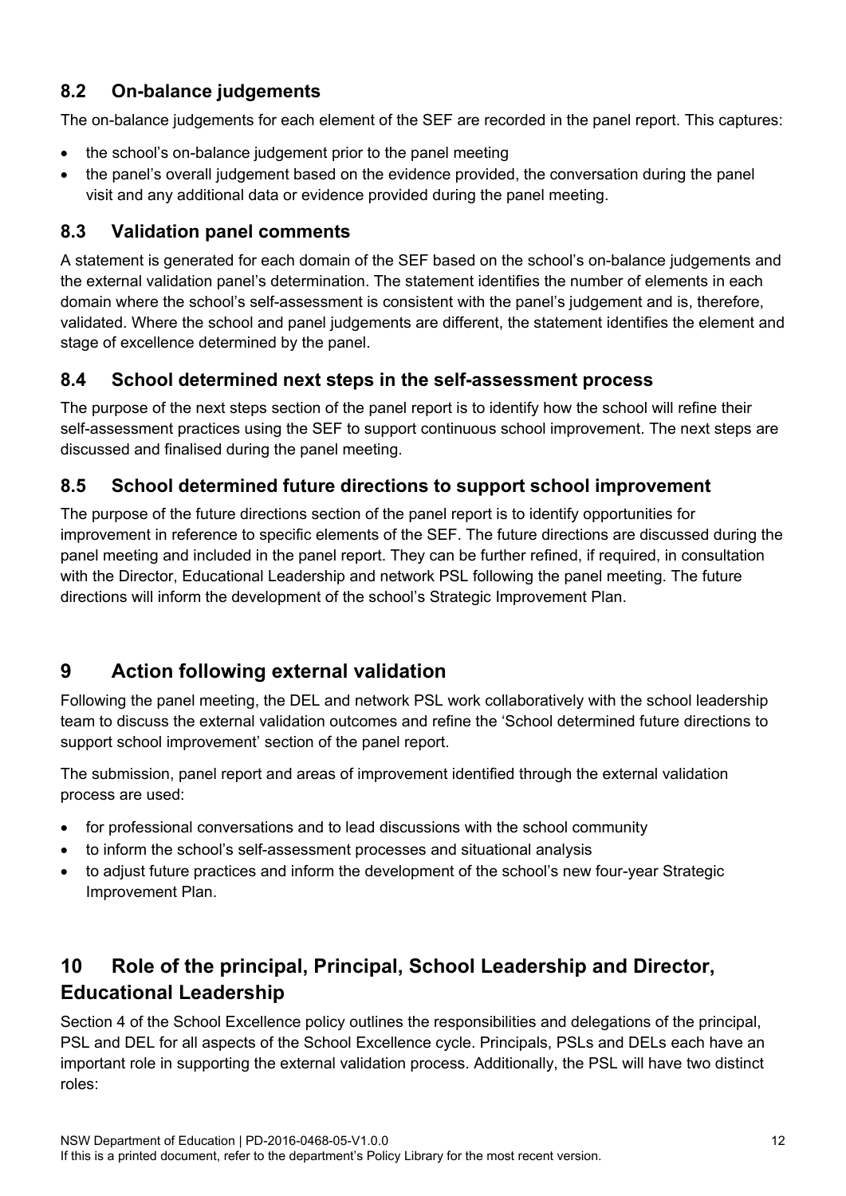### 8.2 On-balance judgements

The on-balance judgements for each element of the SEF are recorded in the panel report. This captures:

- the school's on-balance judgement prior to the panel meeting
- the panel's overall judgement based on the evidence provided, the conversation during the panel visit and any additional data or evidence provided during the panel meeting.

### 8.3 Validation panel comments

A statement is generated for each domain of the SEF based on the school's on-balance judgements and the external validation panel's determination. The statement identifies the number of elements in each domain where the school's self-assessment is consistent with the panel's judgement and is, therefore, validated. Where the school and panel judgements are different, the statement identifies the element and stage of excellence determined by the panel.

### 8.4 School determined next steps in the self-assessment process

The purpose of the next steps section of the panel report is to identify how the school will refine their self-assessment practices using the SEF to support continuous school improvement. The next steps are discussed and finalised during the panel meeting.

### 8.5 School determined future directions to support school improvement

The purpose of the future directions section of the panel report is to identify opportunities for improvement in reference to specific elements of the SEF. The future directions are discussed during the panel meeting and included in the panel report. They can be further refined, if required, in consultation with the Director, Educational Leadership and network PSL following the panel meeting. The future directions will inform the development of the school's Strategic Improvement Plan.

## 9 Action following external validation

Following the panel meeting, the DEL and network PSL work collaboratively with the school leadership team to discuss the external validation outcomes and refine the 'School determined future directions to support school improvement' section of the panel report.

The submission, panel report and areas of improvement identified through the external validation process are used:

- for professional conversations and to lead discussions with the school community
- to inform the school's self-assessment processes and situational analysis
- to adjust future practices and inform the development of the school's new four-year Strategic Improvement Plan.

## 10 Role of the principal, Principal, School Leadership and Director, Educational Leadership

Section 4 of the School Excellence policy outlines the responsibilities and delegations of the principal, PSL and DEL for all aspects of the School Excellence cycle. Principals, PSLs and DELs each have an important role in supporting the external validation process. Additionally, the PSL will have two distinct roles: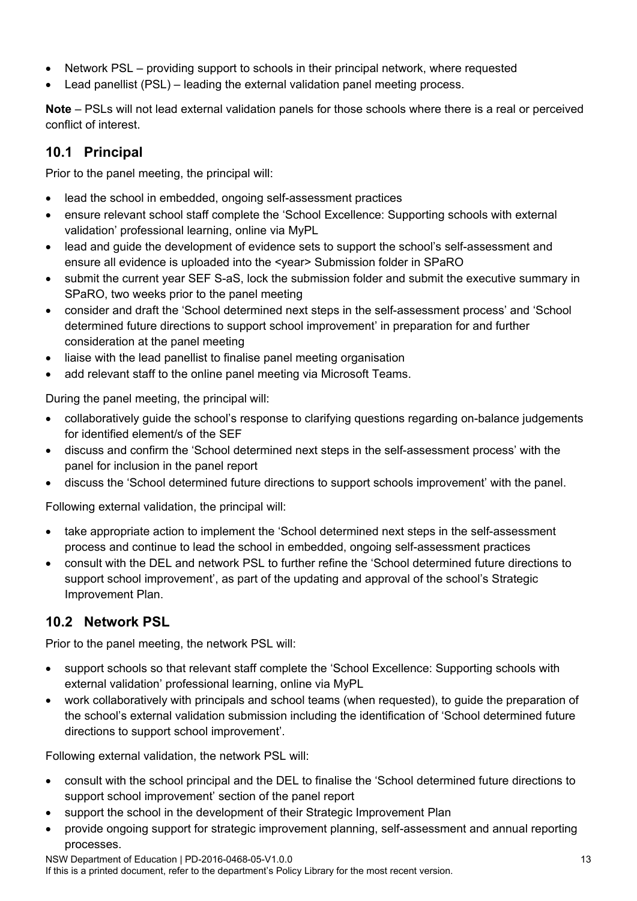- Network PSL – providing support to schools in their principal network, where requested
- Lead panellist (PSL) – leading the external validation panel meeting process.

**Note** – PSLs will not lead external validation panels for those schools where there is a real or perceived conflict of interest.

## 10.1 Principal

Prior to the panel meeting, the principal will:

- lead the school in embedded, ongoing self-assessment practices
- ensure relevant school staff complete the 'School Excellence: Supporting schools with external validation' professional learning, online via MyPL
- lead and guide the development of evidence sets to support the school's self-assessment and ensure all evidence is uploaded into the <year> Submission folder in SPaRO
- submit the current year SEF S-aS, lock the submission folder and submit the executive summary in SPaRO, two weeks prior to the panel meeting
- consider and draft the 'School determined next steps in the self-assessment process' and 'School determined future directions to support school improvement' in preparation for and further consideration at the panel meeting
- liaise with the lead panellist to finalise panel meeting organisation
- add relevant staff to the online panel meeting via Microsoft Teams.

During the panel meeting, the principal will:

- collaboratively guide the school's response to clarifying questions regarding on-balance judgements for identified element/s of the SEF
- discuss and confirm the 'School determined next steps in the self-assessment process' with the panel for inclusion in the panel report
- discuss the 'School determined future directions to support schools improvement' with the panel.

Following external validation, the principal will:

- take appropriate action to implement the 'School determined next steps in the self-assessment process and continue to lead the school in embedded, ongoing self-assessment practices
- consult with the DEL and network PSL to further refine the 'School determined future directions to support school improvement', as part of the updating and approval of the school's Strategic Improvement Plan.

## 10.2 Network PSL

Prior to the panel meeting, the network PSL will:

- support schools so that relevant staff complete the 'School Excellence: Supporting schools with external validation' professional learning, online via MyPL
- work collaboratively with principals and school teams (when requested), to guide the preparation of the school's external validation submission including the identification of 'School determined future directions to support school improvement'.

Following external validation, the network PSL will:

- consult with the school principal and the DEL to finalise the 'School determined future directions to support school improvement' section of the panel report
- support the school in the development of their Strategic Improvement Plan
- provide ongoing support for strategic improvement planning, self-assessment and annual reporting processes.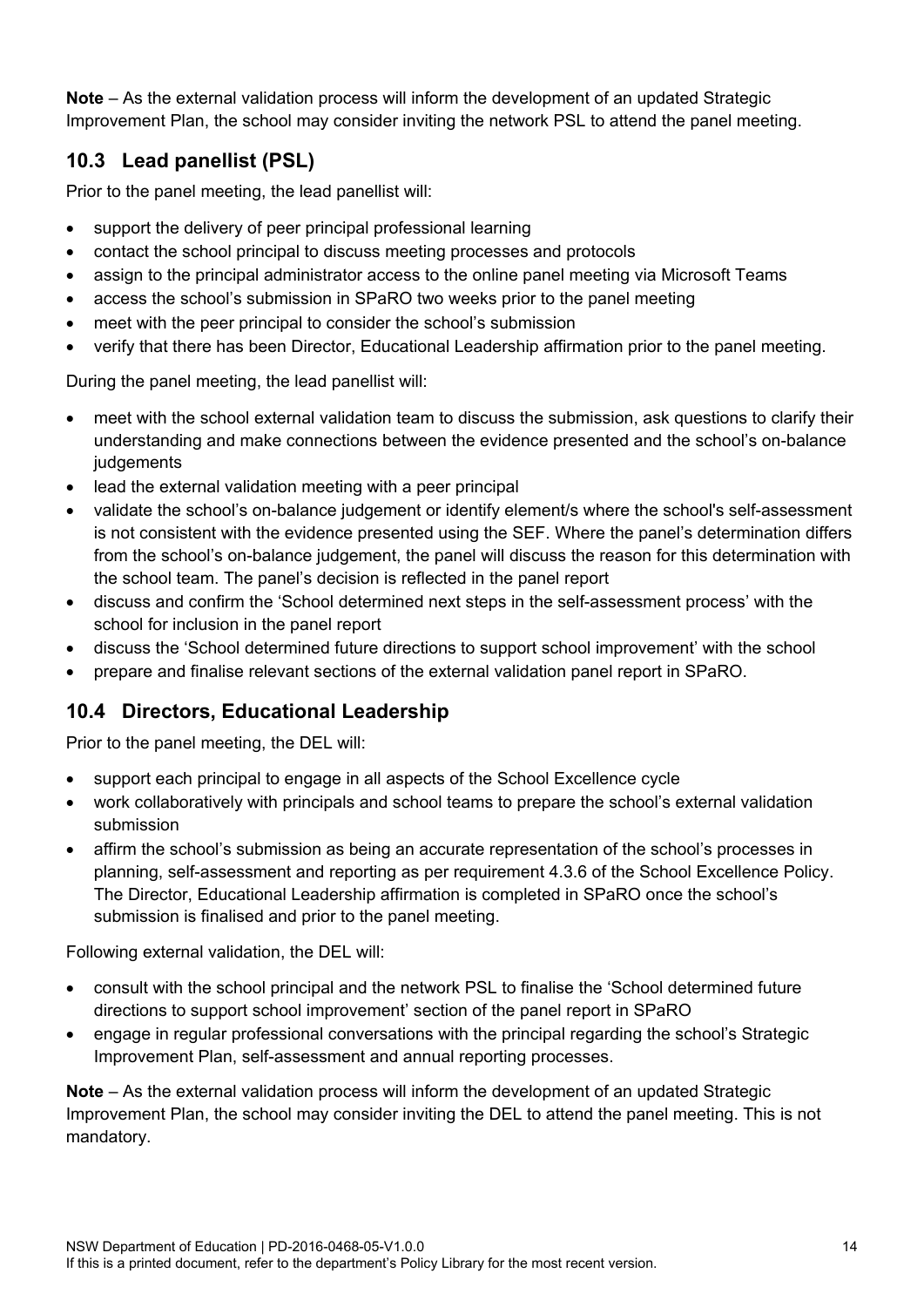**Note** – As the external validation process will inform the development of an updated Strategic Improvement Plan, the school may consider inviting the network PSL to attend the panel meeting.

## 10.3 Lead panellist (PSL)

Prior to the panel meeting, the lead panellist will:

- support the delivery of peer principal professional learning
- contact the school principal to discuss meeting processes and protocols
- assign to the principal administrator access to the online panel meeting via Microsoft Teams
- access the school's submission in SPaRO two weeks prior to the panel meeting
- meet with the peer principal to consider the school's submission
- verify that there has been Director, Educational Leadership affirmation prior to the panel meeting.

During the panel meeting, the lead panellist will:

- meet with the school external validation team to discuss the submission, ask questions to clarify their understanding and make connections between the evidence presented and the school's on-balance judgements
- lead the external validation meeting with a peer principal
- validate the school's on-balance judgement or identify element/s where the school's self-assessment is not consistent with the evidence presented using the SEF. Where the panel's determination differs from the school's on-balance judgement, the panel will discuss the reason for this determination with the school team. The panel's decision is reflected in the panel report
- discuss and confirm the 'School determined next steps in the self-assessment process' with the school for inclusion in the panel report
- discuss the 'School determined future directions to support school improvement' with the school
- prepare and finalise relevant sections of the external validation panel report in SPaRO.

## 10.4 Directors, Educational Leadership

Prior to the panel meeting, the DEL will:

- support each principal to engage in all aspects of the School Excellence cycle
- work collaboratively with principals and school teams to prepare the school's external validation submission
- affirm the school's submission as being an accurate representation of the school's processes in planning, self-assessment and reporting as per requirement 4.3.6 of the School Excellence Policy. The Director, Educational Leadership affirmation is completed in SPaRO once the school's submission is finalised and prior to the panel meeting.

Following external validation, the DEL will:

- consult with the school principal and the network PSL to finalise the 'School determined future directions to support school improvement' section of the panel report in SPaRO
- engage in regular professional conversations with the principal regarding the school's Strategic Improvement Plan, self-assessment and annual reporting processes.

**Note** – As the external validation process will inform the development of an updated Strategic Improvement Plan, the school may consider inviting the DEL to attend the panel meeting. This is not mandatory.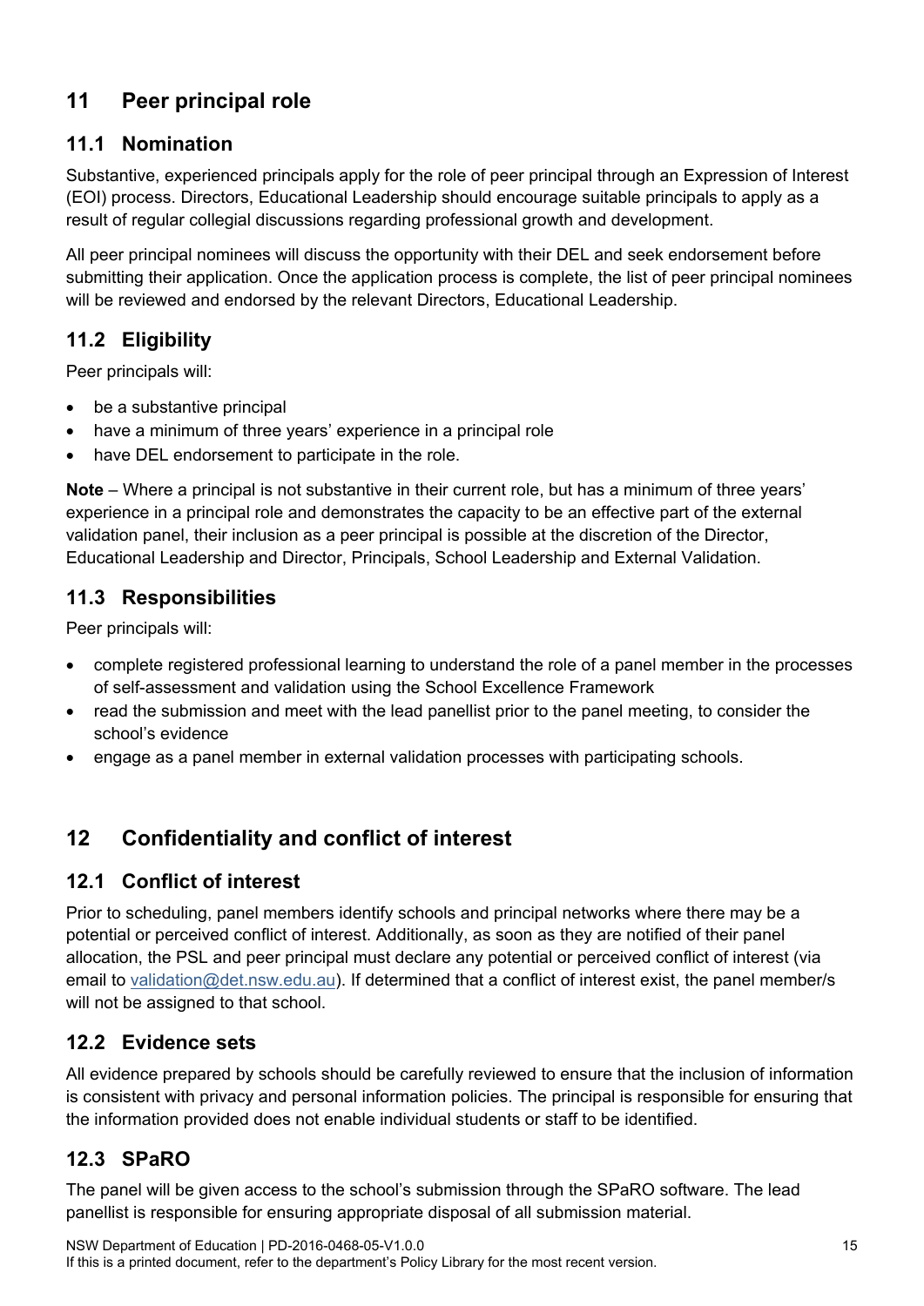## 11 Peer principal role

### 11.1 Nomination

Substantive, experienced principals apply for the role of peer principal through an Expression of Interest (EOI) process. Directors, Educational Leadership should encourage suitable principals to apply as a result of regular collegial discussions regarding professional growth and development.

All peer principal nominees will discuss the opportunity with their DEL and seek endorsement before submitting their application. Once the application process is complete, the list of peer principal nominees will be reviewed and endorsed by the relevant Directors, Educational Leadership.

### 11.2 Eligibility

Peer principals will:

- be a substantive principal
- have a minimum of three years' experience in a principal role
- have DEL endorsement to participate in the role.

**Note** – Where a principal is not substantive in their current role, but has a minimum of three years' experience in a principal role and demonstrates the capacity to be an effective part of the external validation panel, their inclusion as a peer principal is possible at the discretion of the Director, Educational Leadership and Director, Principals, School Leadership and External Validation.

### 11.3 Responsibilities

Peer principals will:

- complete registered professional learning to understand the role of a panel member in the processes of self-assessment and validation using the School Excellence Framework
- read the submission and meet with the lead panellist prior to the panel meeting, to consider the school's evidence
- engage as a panel member in external validation processes with participating schools.

## 12 Confidentiality and conflict of interest

### 12.1 Conflict of interest

Prior to scheduling, panel members identify schools and principal networks where there may be a potential or perceived conflict of interest. Additionally, as soon as they are notified of their panel allocation, the PSL and peer principal must declare any potential or perceived conflict of interest (via email to validation@det.nsw.edu.au). If determined that a conflict of interest exist, the panel member/s will not be assigned to that school.

### 12.2 Evidence sets

All evidence prepared by schools should be carefully reviewed to ensure that the inclusion of information is consistent with privacy and personal information policies. The principal is responsible for ensuring that the information provided does not enable individual students or staff to be identified.

### 12.3 SPaRO

The panel will be given access to the school's submission through the SPaRO software. The lead panellist is responsible for ensuring appropriate disposal of all submission material.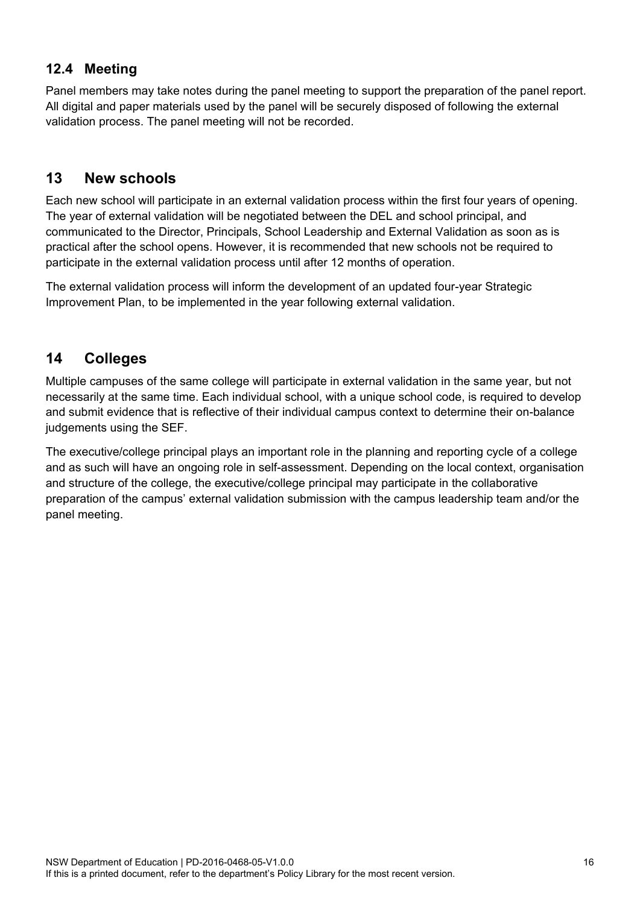### 12.4 Meeting

Panel members may take notes during the panel meeting to support the preparation of the panel report. All digital and paper materials used by the panel will be securely disposed of following the external validation process. The panel meeting will not be recorded.

## 13 New schools

Each new school will participate in an external validation process within the first four years of opening. The year of external validation will be negotiated between the DEL and school principal, and communicated to the Director, Principals, School Leadership and External Validation as soon as is practical after the school opens. However, it is recommended that new schools not be required to participate in the external validation process until after 12 months of operation.

The external validation process will inform the development of an updated four-year Strategic Improvement Plan, to be implemented in the year following external validation.

## 14 Colleges

Multiple campuses of the same college will participate in external validation in the same year, but not necessarily at the same time. Each individual school, with a unique school code, is required to develop and submit evidence that is reflective of their individual campus context to determine their on-balance judgements using the SEF.

The executive/college principal plays an important role in the planning and reporting cycle of a college and as such will have an ongoing role in self-assessment. Depending on the local context, organisation and structure of the college, the executive/college principal may participate in the collaborative preparation of the campus' external validation submission with the campus leadership team and/or the panel meeting.